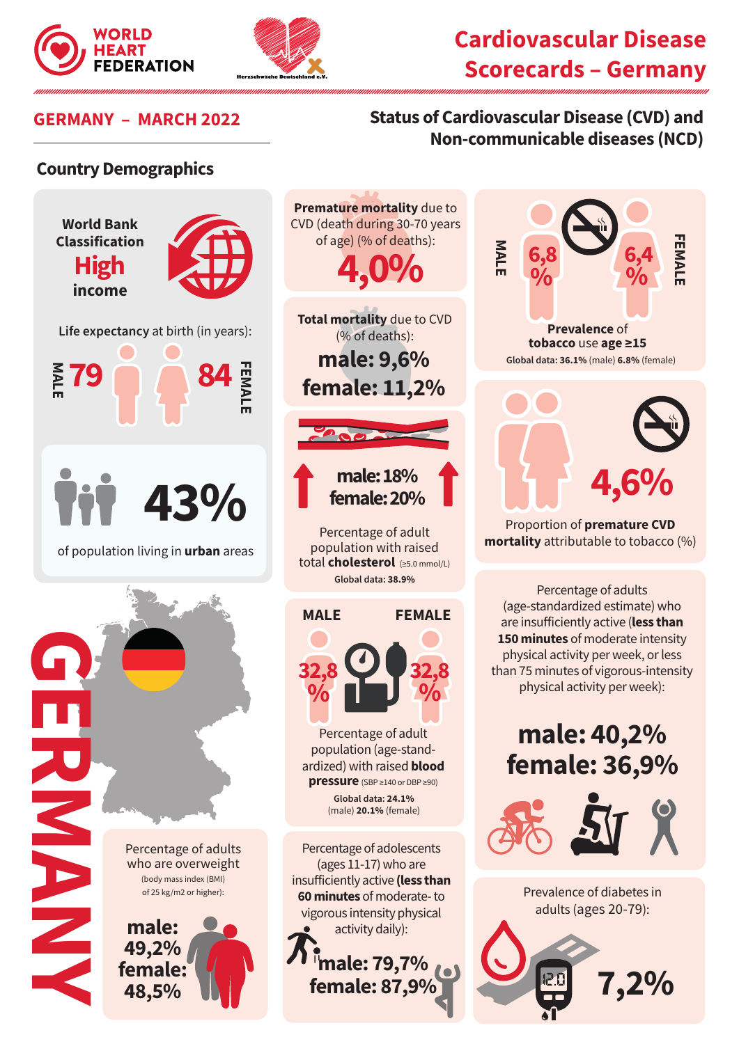WORLD HEART FEDERATION

Herzschwäche Deutschland e.V.

# Cardiovascular Disease Scorecards – Germany

## GERMANY – MARCH 2022

## Status of Cardiovascular Disease (CVD) and Non-communicable diseases (NCD)

### Country Demographics

World Bank Classification
**High** income

**Life expectancy** at birth (in years):

MALE 79 | 84 FEMALE

**43%** of population living in **urban** areas

GERMANY

**Premature mortality** due to CVD (death during 30-70 years of age) (% of deaths):
**4,0%**

**Total mortality** due to CVD (% of deaths):
**male: 9,6%**
**female: 11,2%**

**male: 18%**
**female: 20%**

Percentage of adult population with raised total **cholesterol** (≥5.0 mmol/L)
**Global data: 38.9%**

MALE **32,8 %** | FEMALE **32,8 %**

Percentage of adult population (age-standardized) with raised **blood pressure** (SBP ≥140 or DBP ≥90)
**Global data: 24.1%** (male) **20.1%** (female)

MALE **6,8 %** | FEMALE **6,4 %**

**Prevalence** of **tobacco** use **age ≥15**
**Global data: 36.1%** (male) **6.8%** (female)

**4,6%**

Proportion of **premature CVD mortality** attributable to tobacco (%)

Percentage of adults (age-standardized estimate) who are insufficiently active (**less than 150 minutes** of moderate intensity physical activity per week, or less than 75 minutes of vigorous-intensity physical activity per week):

**male: 40,2%**
**female: 36,9%**

Percentage of adults who are overweight (body mass index (BMI) of 25 kg/m2 or higher):

**male: 49,2%**
**female: 48,5%**

Percentage of adolescents (ages 11-17) who are insufficiently active (**less than 60 minutes** of moderate- to vigorous intensity physical activity daily):

**male: 79,7%**
**female: 87,9%**

Prevalence of diabetes in adults (ages 20-79):

**7,2%**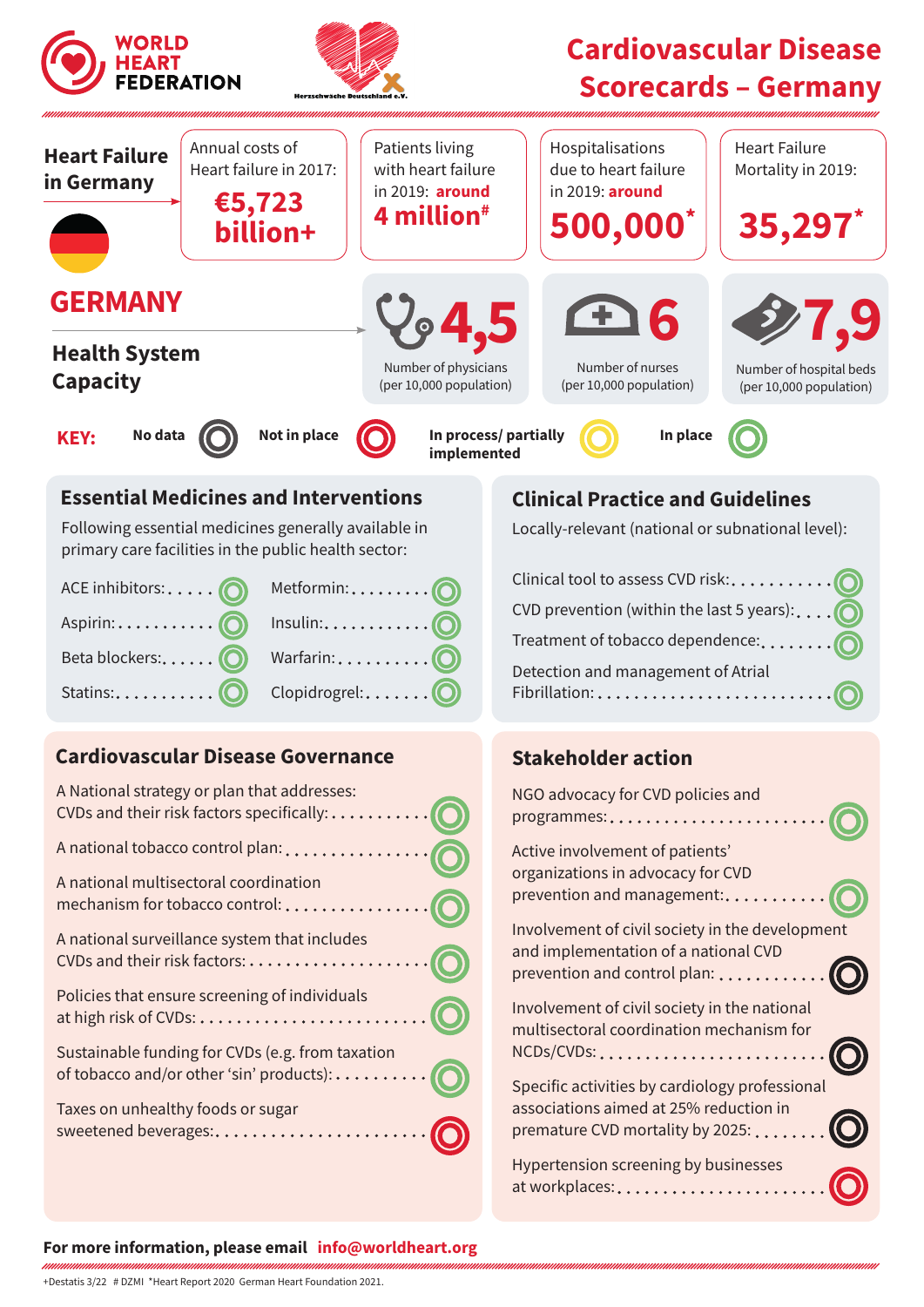WORLD HEART FEDERATION

Herzschwäche Deutschland e.V.

# Cardiovascular Disease Scorecards – Germany

## Heart Failure in Germany

Annual costs of Heart failure in 2017: **€5,723 billion+**

Patients living with heart failure in 2019: around **4 million#**

Hospitalisations due to heart failure in 2019: around **500,000***

Heart Failure Mortality in 2019: **35,297***

## GERMANY

### Health System Capacity

**4,5** Number of physicians (per 10,000 population)

**6** Number of nurses (per 10,000 population)

**7,9** Number of hospital beds (per 10,000 population)

**KEY:** No data | Not in place | In process/ partially implemented | In place

## Essential Medicines and Interventions

Following essential medicines generally available in primary care facilities in the public health sector:

- ACE inhibitors: In place
- Aspirin: In place
- Beta blockers: In place
- Statins: In place
- Metformin: In place
- Insulin: In place
- Warfarin: In place
- Clopidrogrel: In place

## Clinical Practice and Guidelines

Locally-relevant (national or subnational level):

- Clinical tool to assess CVD risk: In place
- CVD prevention (within the last 5 years): In place
- Treatment of tobacco dependence: In place
- Detection and management of Atrial Fibrillation: In place

## Cardiovascular Disease Governance

- A National strategy or plan that addresses: CVDs and their risk factors specifically: In place
- A national tobacco control plan: In place
- A national multisectoral coordination mechanism for tobacco control: In place
- A national surveillance system that includes CVDs and their risk factors: In place
- Policies that ensure screening of individuals at high risk of CVDs: In place
- Sustainable funding for CVDs (e.g. from taxation of tobacco and/or other 'sin' products): In place
- Taxes on unhealthy foods or sugar sweetened beverages: Not in place

## Stakeholder action

- NGO advocacy for CVD policies and programmes: In place
- Active involvement of patients' organizations in advocacy for CVD prevention and management: In place
- Involvement of civil society in the development and implementation of a national CVD prevention and control plan: No data
- Involvement of civil society in the national multisectoral coordination mechanism for NCDs/CVDs: No data
- Specific activities by cardiology professional associations aimed at 25% reduction in premature CVD mortality by 2025: No data
- Hypertension screening by businesses at workplaces: Not in place

**For more information, please email info@worldheart.org**

+Destatis 3/22 # DZMI *Heart Report 2020 German Heart Foundation 2021.